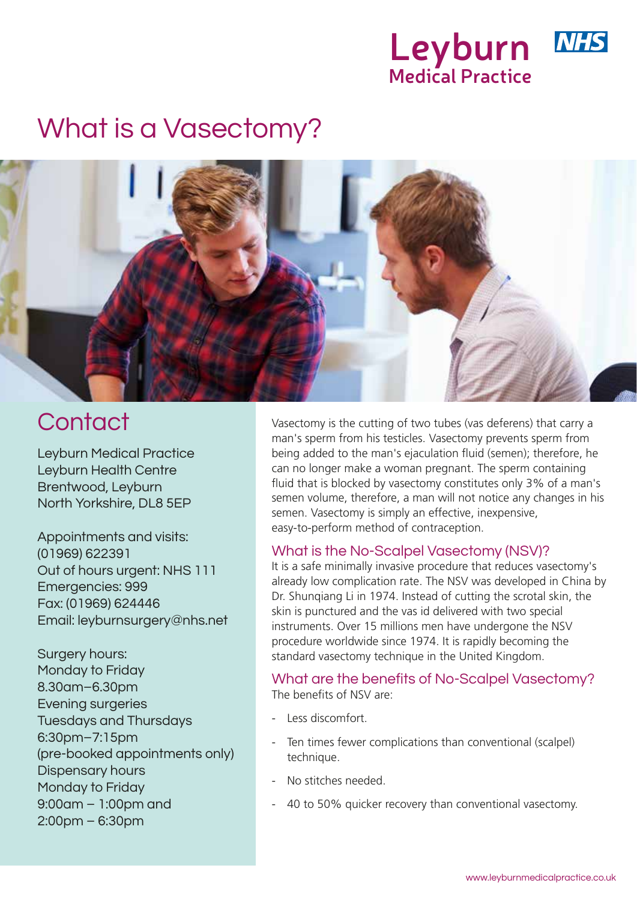Leyburn Medical Practice NHS

# What is a Vasectomy?

## Contact

Leyburn Medical Practice
Leyburn Health Centre
Brentwood, Leyburn
North Yorkshire, DL8 5EP

Appointments and visits:
(01969) 622391
Out of hours urgent: NHS 111
Emergencies: 999
Fax: (01969) 624446
Email: leyburnsurgery@nhs.net

Surgery hours:
Monday to Friday
8.30am–6.30pm
Evening surgeries
Tuesdays and Thursdays
6:30pm–7:15pm
(pre-booked appointments only)
Dispensary hours
Monday to Friday
9:00am – 1:00pm and
2:00pm – 6:30pm

Vasectomy is the cutting of two tubes (vas deferens) that carry a man's sperm from his testicles. Vasectomy prevents sperm from being added to the man's ejaculation fluid (semen); therefore, he can no longer make a woman pregnant. The sperm containing fluid that is blocked by vasectomy constitutes only 3% of a man's semen volume, therefore, a man will not notice any changes in his semen. Vasectomy is simply an effective, inexpensive, easy-to-perform method of contraception.

### What is the No-Scalpel Vasectomy (NSV)?

It is a safe minimally invasive procedure that reduces vasectomy's already low complication rate. The NSV was developed in China by Dr. Shunqiang Li in 1974. Instead of cutting the scrotal skin, the skin is punctured and the vas id delivered with two special instruments. Over 15 millions men have undergone the NSV procedure worldwide since 1974. It is rapidly becoming the standard vasectomy technique in the United Kingdom.

### What are the benefits of No-Scalpel Vasectomy?

The benefits of NSV are:

- Less discomfort.
- Ten times fewer complications than conventional (scalpel) technique.
- No stitches needed.
- 40 to 50% quicker recovery than conventional vasectomy.

www.leyburnmedicalpractice.co.uk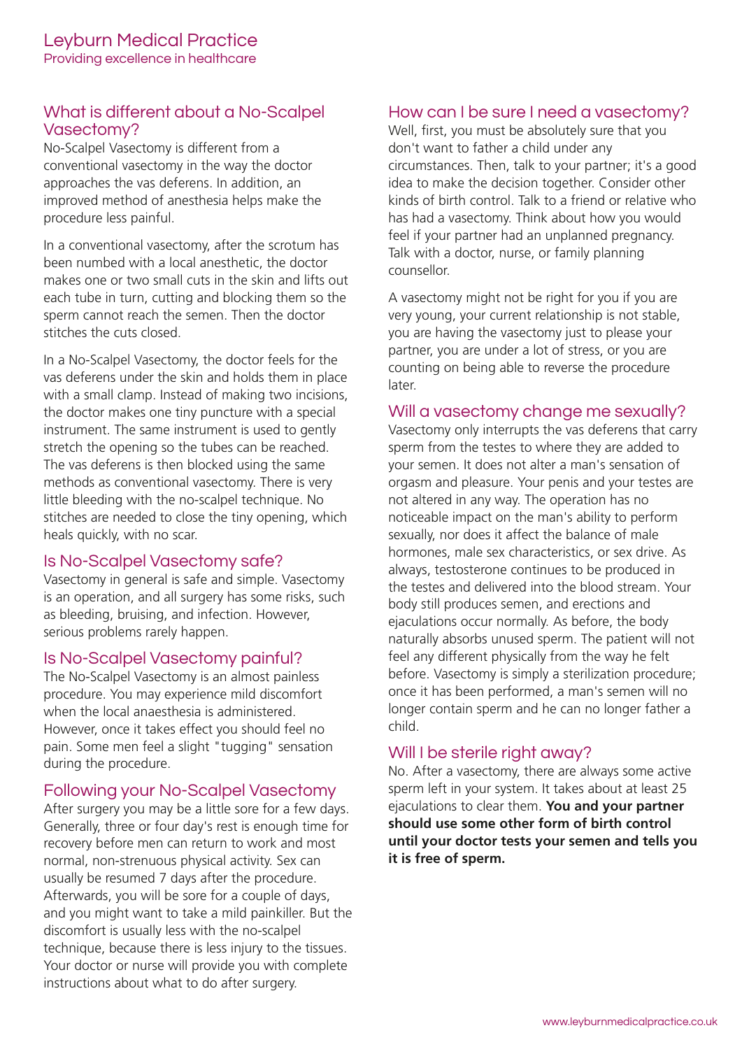## What is different about a No-Scalpel Vasectomy?

No-Scalpel Vasectomy is different from a conventional vasectomy in the way the doctor approaches the vas deferens. In addition, an improved method of anesthesia helps make the procedure less painful.

In a conventional vasectomy, after the scrotum has been numbed with a local anesthetic, the doctor makes one or two small cuts in the skin and lifts out each tube in turn, cutting and blocking them so the sperm cannot reach the semen. Then the doctor stitches the cuts closed.

In a No-Scalpel Vasectomy, the doctor feels for the vas deferens under the skin and holds them in place with a small clamp. Instead of making two incisions, the doctor makes one tiny puncture with a special instrument. The same instrument is used to gently stretch the opening so the tubes can be reached. The vas deferens is then blocked using the same methods as conventional vasectomy. There is very little bleeding with the no-scalpel technique. No stitches are needed to close the tiny opening, which heals quickly, with no scar.

## Is No-Scalpel Vasectomy safe?

Vasectomy in general is safe and simple. Vasectomy is an operation, and all surgery has some risks, such as bleeding, bruising, and infection. However, serious problems rarely happen.

## Is No-Scalpel Vasectomy painful?

The No-Scalpel Vasectomy is an almost painless procedure. You may experience mild discomfort when the local anaesthesia is administered. However, once it takes effect you should feel no pain. Some men feel a slight "tugging" sensation during the procedure.

## Following your No-Scalpel Vasectomy

After surgery you may be a little sore for a few days. Generally, three or four day's rest is enough time for recovery before men can return to work and most normal, non-strenuous physical activity. Sex can usually be resumed 7 days after the procedure. Afterwards, you will be sore for a couple of days, and you might want to take a mild painkiller. But the discomfort is usually less with the no-scalpel technique, because there is less injury to the tissues. Your doctor or nurse will provide you with complete instructions about what to do after surgery.

## How can I be sure I need a vasectomy?

Well, first, you must be absolutely sure that you don't want to father a child under any circumstances. Then, talk to your partner; it's a good idea to make the decision together. Consider other kinds of birth control. Talk to a friend or relative who has had a vasectomy. Think about how you would feel if your partner had an unplanned pregnancy. Talk with a doctor, nurse, or family planning counsellor.

A vasectomy might not be right for you if you are very young, your current relationship is not stable, you are having the vasectomy just to please your partner, you are under a lot of stress, or you are counting on being able to reverse the procedure later.

## Will a vasectomy change me sexually?

Vasectomy only interrupts the vas deferens that carry sperm from the testes to where they are added to your semen. It does not alter a man's sensation of orgasm and pleasure. Your penis and your testes are not altered in any way. The operation has no noticeable impact on the man's ability to perform sexually, nor does it affect the balance of male hormones, male sex characteristics, or sex drive. As always, testosterone continues to be produced in the testes and delivered into the blood stream. Your body still produces semen, and erections and ejaculations occur normally. As before, the body naturally absorbs unused sperm. The patient will not feel any different physically from the way he felt before. Vasectomy is simply a sterilization procedure; once it has been performed, a man's semen will no longer contain sperm and he can no longer father a child.

## Will I be sterile right away?

No. After a vasectomy, there are always some active sperm left in your system. It takes about at least 25 ejaculations to clear them. **You and your partner should use some other form of birth control until your doctor tests your semen and tells you it is free of sperm.**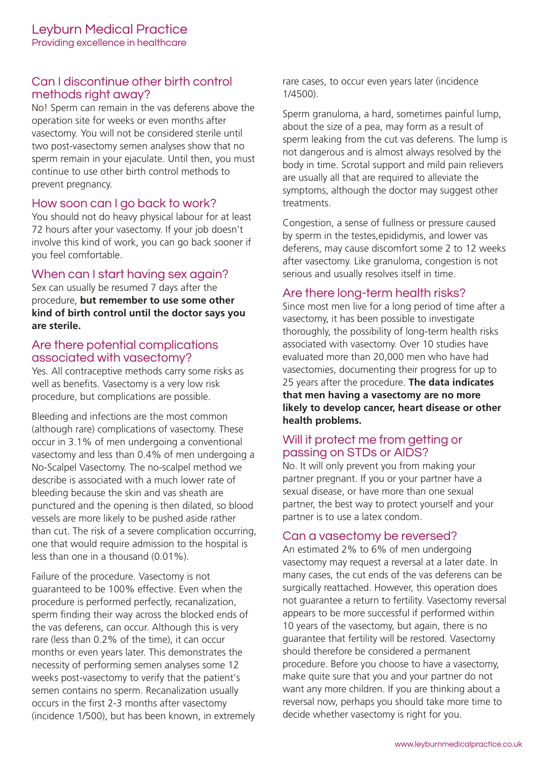## Can I discontinue other birth control methods right away?

No! Sperm can remain in the vas deferens above the operation site for weeks or even months after vasectomy. You will not be considered sterile until two post-vasectomy semen analyses show that no sperm remain in your ejaculate. Until then, you must continue to use other birth control methods to prevent pregnancy.

## How soon can I go back to work?

You should not do heavy physical labour for at least 72 hours after your vasectomy. If your job doesn't involve this kind of work, you can go back sooner if you feel comfortable.

## When can I start having sex again?

Sex can usually be resumed 7 days after the procedure, **but remember to use some other kind of birth control until the doctor says you are sterile.**

## Are there potential complications associated with vasectomy?

Yes. All contraceptive methods carry some risks as well as benefits. Vasectomy is a very low risk procedure, but complications are possible.

Bleeding and infections are the most common (although rare) complications of vasectomy. These occur in 3.1% of men undergoing a conventional vasectomy and less than 0.4% of men undergoing a No-Scalpel Vasectomy. The no-scalpel method we describe is associated with a much lower rate of bleeding because the skin and vas sheath are punctured and the opening is then dilated, so blood vessels are more likely to be pushed aside rather than cut. The risk of a severe complication occurring, one that would require admission to the hospital is less than one in a thousand (0.01%).

Failure of the procedure. Vasectomy is not guaranteed to be 100% effective. Even when the procedure is performed perfectly, recanalization, sperm finding their way across the blocked ends of the vas deferens, can occur. Although this is very rare (less than 0.2% of the time), it can occur months or even years later. This demonstrates the necessity of performing semen analyses some 12 weeks post-vasectomy to verify that the patient's semen contains no sperm. Recanalization usually occurs in the first 2-3 months after vasectomy (incidence 1/500), but has been known, in extremely rare cases, to occur even years later (incidence 1/4500).

Sperm granuloma, a hard, sometimes painful lump, about the size of a pea, may form as a result of sperm leaking from the cut vas deferens. The lump is not dangerous and is almost always resolved by the body in time. Scrotal support and mild pain relievers are usually all that are required to alleviate the symptoms, although the doctor may suggest other treatments.

Congestion, a sense of fullness or pressure caused by sperm in the testes,epididymis, and lower vas deferens, may cause discomfort some 2 to 12 weeks after vasectomy. Like granuloma, congestion is not serious and usually resolves itself in time.

## Are there long-term health risks?

Since most men live for a long period of time after a vasectomy, it has been possible to investigate thoroughly, the possibility of long-term health risks associated with vasectomy. Over 10 studies have evaluated more than 20,000 men who have had vasectomies, documenting their progress for up to 25 years after the procedure. **The data indicates that men having a vasectomy are no more likely to develop cancer, heart disease or other health problems.**

## Will it protect me from getting or passing on STDs or AIDS?

No. It will only prevent you from making your partner pregnant. If you or your partner have a sexual disease, or have more than one sexual partner, the best way to protect yourself and your partner is to use a latex condom.

## Can a vasectomy be reversed?

An estimated 2% to 6% of men undergoing vasectomy may request a reversal at a later date. In many cases, the cut ends of the vas deferens can be surgically reattached. However, this operation does not guarantee a return to fertility. Vasectomy reversal appears to be more successful if performed within 10 years of the vasectomy, but again, there is no guarantee that fertility will be restored. Vasectomy should therefore be considered a permanent procedure. Before you choose to have a vasectomy, make quite sure that you and your partner do not want any more children. If you are thinking about a reversal now, perhaps you should take more time to decide whether vasectomy is right for you.